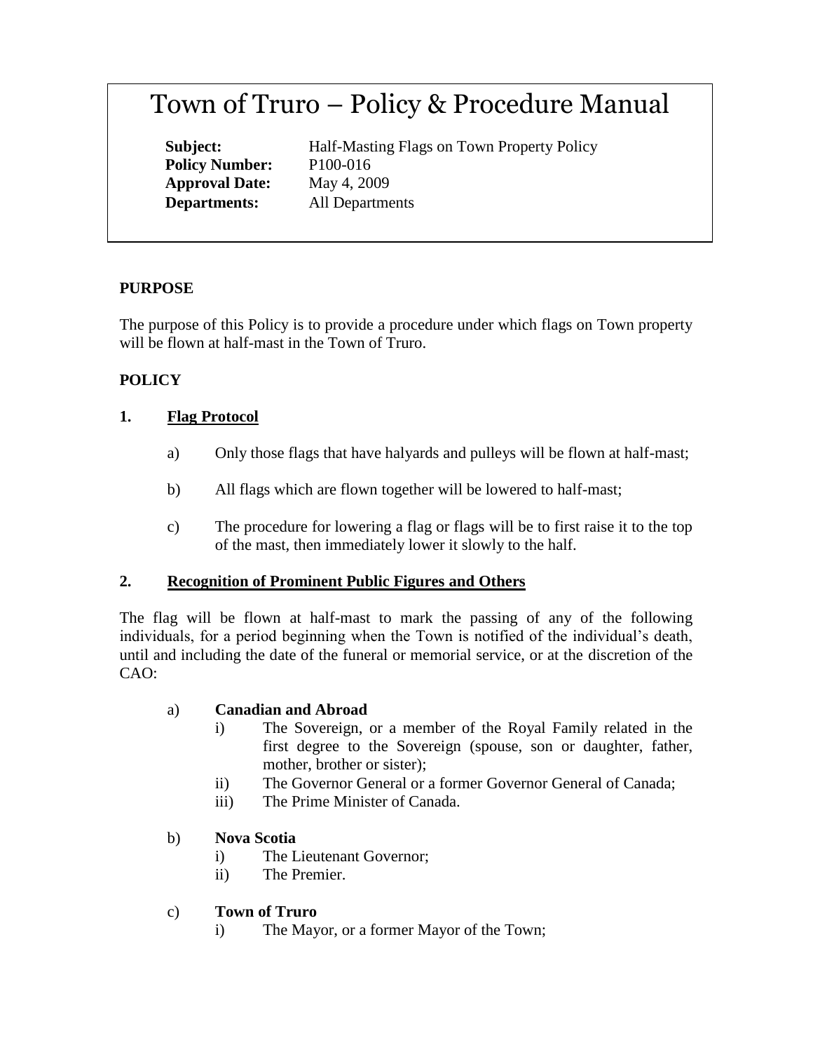# Town of Truro – Policy & Procedure Manual

**Subject:** Half-Masting Flags on Town Property Policy
**Policy Number:** P100-016
**Approval Date:** May 4, 2009
**Departments:** All Departments

## PURPOSE

The purpose of this Policy is to provide a procedure under which flags on Town property will be flown at half-mast in the Town of Truro.

## POLICY

### 1. Flag Protocol

a) Only those flags that have halyards and pulleys will be flown at half-mast;

b) All flags which are flown together will be lowered to half-mast;

c) The procedure for lowering a flag or flags will be to first raise it to the top of the mast, then immediately lower it slowly to the half.

### 2. Recognition of Prominent Public Figures and Others

The flag will be flown at half-mast to mark the passing of any of the following individuals, for a period beginning when the Town is notified of the individual's death, until and including the date of the funeral or memorial service, or at the discretion of the CAO:

a) **Canadian and Abroad**
   - i) The Sovereign, or a member of the Royal Family related in the first degree to the Sovereign (spouse, son or daughter, father, mother, brother or sister);
   - ii) The Governor General or a former Governor General of Canada;
   - iii) The Prime Minister of Canada.

b) **Nova Scotia**
   - i) The Lieutenant Governor;
   - ii) The Premier.

c) **Town of Truro**
   - i) The Mayor, or a former Mayor of the Town;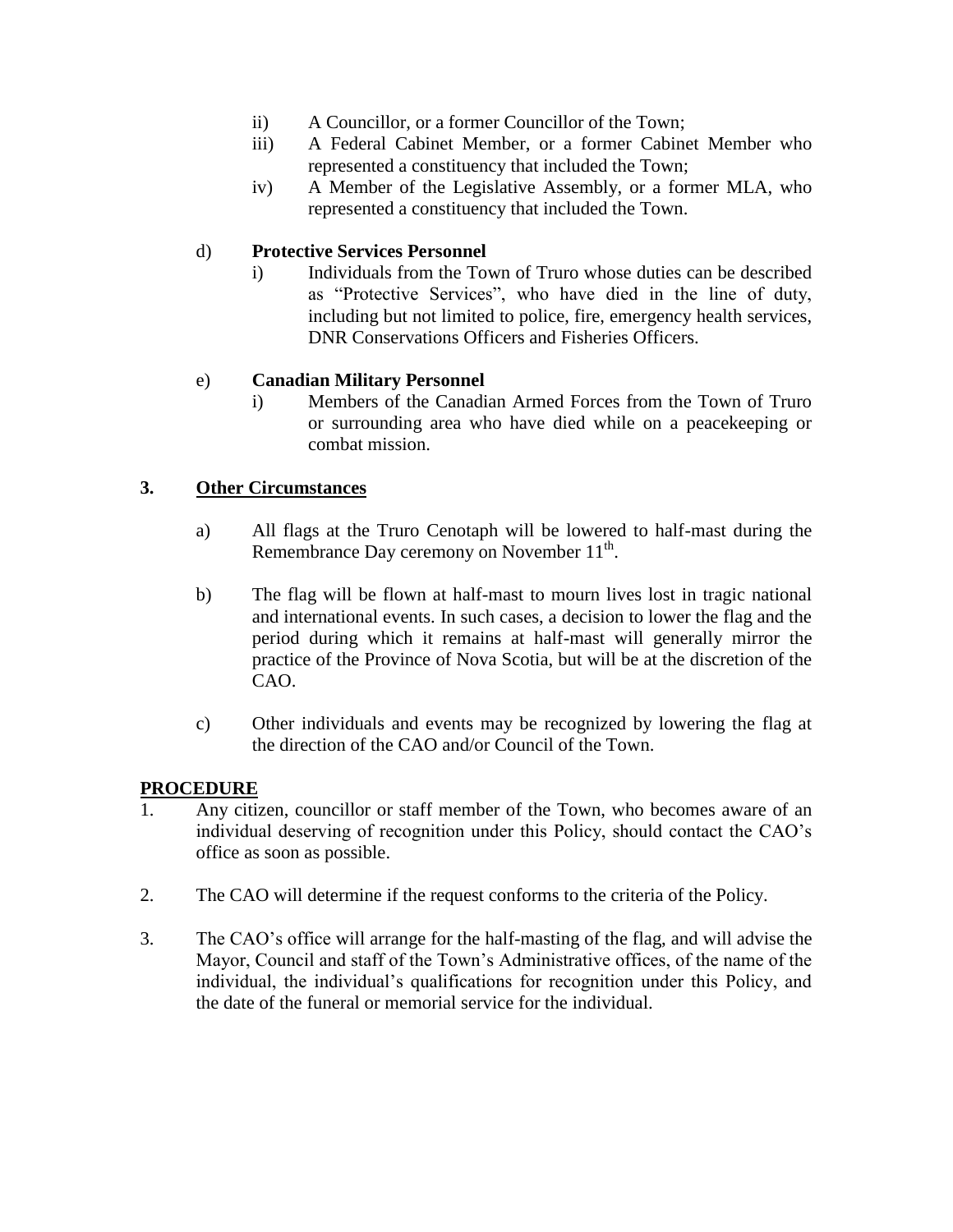ii) A Councillor, or a former Councillor of the Town;

iii) A Federal Cabinet Member, or a former Cabinet Member who represented a constituency that included the Town;

iv) A Member of the Legislative Assembly, or a former MLA, who represented a constituency that included the Town.

d) **Protective Services Personnel**

i) Individuals from the Town of Truro whose duties can be described as "Protective Services", who have died in the line of duty, including but not limited to police, fire, emergency health services, DNR Conservations Officers and Fisheries Officers.

e) **Canadian Military Personnel**

i) Members of the Canadian Armed Forces from the Town of Truro or surrounding area who have died while on a peacekeeping or combat mission.

**3. <u>Other Circumstances</u>**

a) All flags at the Truro Cenotaph will be lowered to half-mast during the Remembrance Day ceremony on November 11th.

b) The flag will be flown at half-mast to mourn lives lost in tragic national and international events. In such cases, a decision to lower the flag and the period during which it remains at half-mast will generally mirror the practice of the Province of Nova Scotia, but will be at the discretion of the CAO.

c) Other individuals and events may be recognized by lowering the flag at the direction of the CAO and/or Council of the Town.

**<u>PROCEDURE</u>**

1. Any citizen, councillor or staff member of the Town, who becomes aware of an individual deserving of recognition under this Policy, should contact the CAO's office as soon as possible.

2. The CAO will determine if the request conforms to the criteria of the Policy.

3. The CAO's office will arrange for the half-masting of the flag, and will advise the Mayor, Council and staff of the Town's Administrative offices, of the name of the individual, the individual's qualifications for recognition under this Policy, and the date of the funeral or memorial service for the individual.